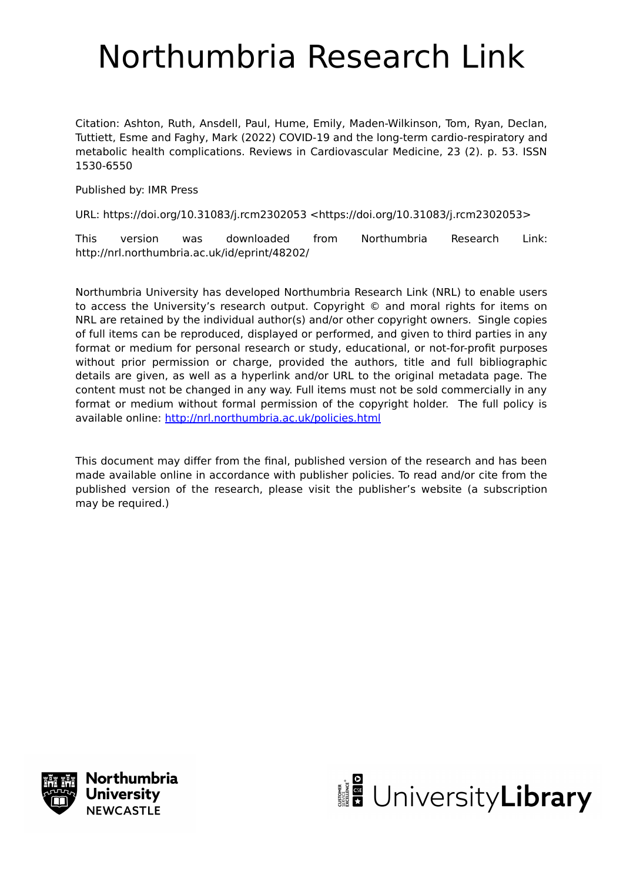# Northumbria Research Link

Citation: Ashton, Ruth, Ansdell, Paul, Hume, Emily, Maden-Wilkinson, Tom, Ryan, Declan, Tuttiett, Esme and Faghy, Mark (2022) COVID-19 and the long-term cardio-respiratory and metabolic health complications. Reviews in Cardiovascular Medicine, 23 (2). p. 53. ISSN 1530-6550

Published by: IMR Press

URL: https://doi.org/10.31083/j.rcm2302053 <https://doi.org/10.31083/j.rcm2302053>

This version was downloaded from Northumbria Research Link: http://nrl.northumbria.ac.uk/id/eprint/48202/

Northumbria University has developed Northumbria Research Link (NRL) to enable users to access the University's research output. Copyright © and moral rights for items on NRL are retained by the individual author(s) and/or other copyright owners. Single copies of full items can be reproduced, displayed or performed, and given to third parties in any format or medium for personal research or study, educational, or not-for-profit purposes without prior permission or charge, provided the authors, title and full bibliographic details are given, as well as a hyperlink and/or URL to the original metadata page. The content must not be changed in any way. Full items must not be sold commercially in any format or medium without formal permission of the copyright holder. The full policy is available online: http://nrl.northumbria.ac.uk/policies.html

This document may differ from the final, published version of the research and has been made available online in accordance with publisher policies. To read and/or cite from the published version of the research, please visit the publisher's website (a subscription may be required.)

Northumbria University NEWCASTLE

UniversityLibrary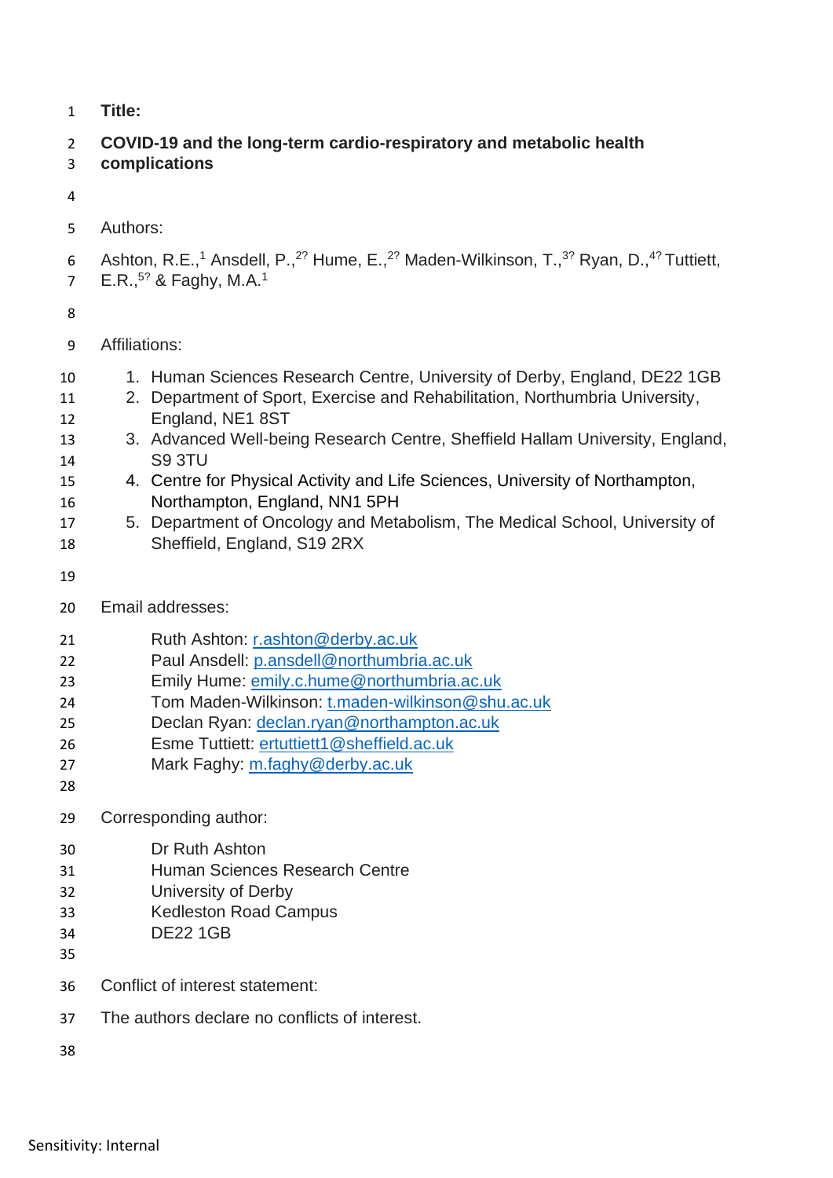**Title:**

**COVID-19 and the long-term cardio-respiratory and metabolic health complications**

Authors:

Ashton, R.E.,[1] Ansdell, P.,[2?] Hume, E.,[2?] Maden-Wilkinson, T.,[3?] Ryan, D.,[4?] Tuttiett, E.R.,[5?] & Faghy, M.A.[1]

Affiliations:

1. Human Sciences Research Centre, University of Derby, England, DE22 1GB
2. Department of Sport, Exercise and Rehabilitation, Northumbria University, England, NE1 8ST
3. Advanced Well-being Research Centre, Sheffield Hallam University, England, S9 3TU
4. Centre for Physical Activity and Life Sciences, University of Northampton, Northampton, England, NN1 5PH
5. Department of Oncology and Metabolism, The Medical School, University of Sheffield, England, S19 2RX

Email addresses:

Ruth Ashton: r.ashton@derby.ac.uk
Paul Ansdell: p.ansdell@northumbria.ac.uk
Emily Hume: emily.c.hume@northumbria.ac.uk
Tom Maden-Wilkinson: t.maden-wilkinson@shu.ac.uk
Declan Ryan: declan.ryan@northampton.ac.uk
Esme Tuttiett: ertuttiett1@sheffield.ac.uk
Mark Faghy: m.faghy@derby.ac.uk

Corresponding author:

Dr Ruth Ashton
Human Sciences Research Centre
University of Derby
Kedleston Road Campus
DE22 1GB

Conflict of interest statement:

The authors declare no conflicts of interest.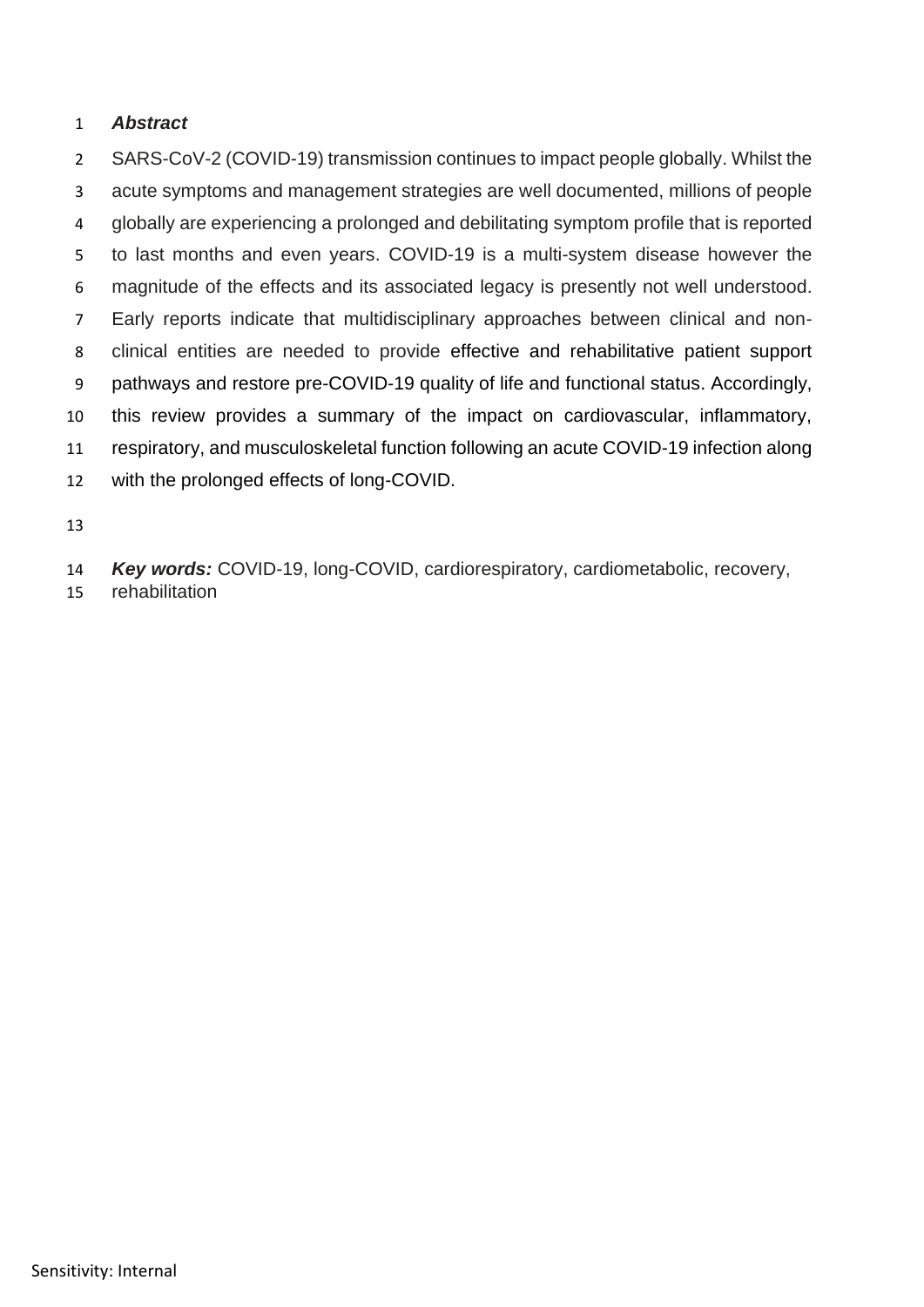***Abstract***

SARS-CoV-2 (COVID-19) transmission continues to impact people globally. Whilst the acute symptoms and management strategies are well documented, millions of people globally are experiencing a prolonged and debilitating symptom profile that is reported to last months and even years. COVID-19 is a multi-system disease however the magnitude of the effects and its associated legacy is presently not well understood. Early reports indicate that multidisciplinary approaches between clinical and non-clinical entities are needed to provide effective and rehabilitative patient support pathways and restore pre-COVID-19 quality of life and functional status. Accordingly, this review provides a summary of the impact on cardiovascular, inflammatory, respiratory, and musculoskeletal function following an acute COVID-19 infection along with the prolonged effects of long-COVID.

***Key words:*** COVID-19, long-COVID, cardiorespiratory, cardiometabolic, recovery, rehabilitation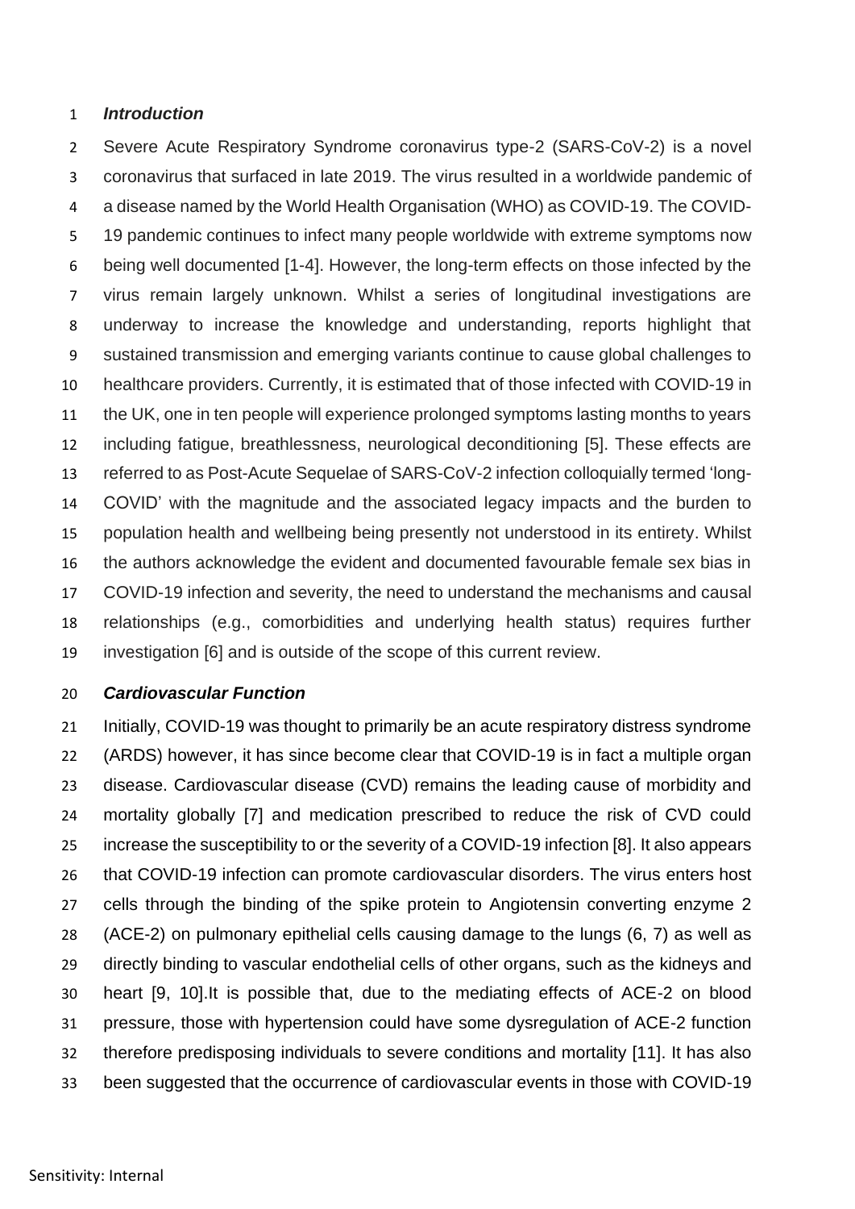### *Introduction*

Severe Acute Respiratory Syndrome coronavirus type-2 (SARS-CoV-2) is a novel coronavirus that surfaced in late 2019. The virus resulted in a worldwide pandemic of a disease named by the World Health Organisation (WHO) as COVID-19. The COVID-19 pandemic continues to infect many people worldwide with extreme symptoms now being well documented [1-4]. However, the long-term effects on those infected by the virus remain largely unknown. Whilst a series of longitudinal investigations are underway to increase the knowledge and understanding, reports highlight that sustained transmission and emerging variants continue to cause global challenges to healthcare providers. Currently, it is estimated that of those infected with COVID-19 in the UK, one in ten people will experience prolonged symptoms lasting months to years including fatigue, breathlessness, neurological deconditioning [5]. These effects are referred to as Post-Acute Sequelae of SARS-CoV-2 infection colloquially termed 'long-COVID' with the magnitude and the associated legacy impacts and the burden to population health and wellbeing being presently not understood in its entirety. Whilst the authors acknowledge the evident and documented favourable female sex bias in COVID-19 infection and severity, the need to understand the mechanisms and causal relationships (e.g., comorbidities and underlying health status) requires further investigation [6] and is outside of the scope of this current review.

### *Cardiovascular Function*

Initially, COVID-19 was thought to primarily be an acute respiratory distress syndrome (ARDS) however, it has since become clear that COVID-19 is in fact a multiple organ disease. Cardiovascular disease (CVD) remains the leading cause of morbidity and mortality globally [7] and medication prescribed to reduce the risk of CVD could increase the susceptibility to or the severity of a COVID-19 infection [8]. It also appears that COVID-19 infection can promote cardiovascular disorders. The virus enters host cells through the binding of the spike protein to Angiotensin converting enzyme 2 (ACE-2) on pulmonary epithelial cells causing damage to the lungs (6, 7) as well as directly binding to vascular endothelial cells of other organs, such as the kidneys and heart [9, 10].It is possible that, due to the mediating effects of ACE-2 on blood pressure, those with hypertension could have some dysregulation of ACE-2 function therefore predisposing individuals to severe conditions and mortality [11]. It has also been suggested that the occurrence of cardiovascular events in those with COVID-19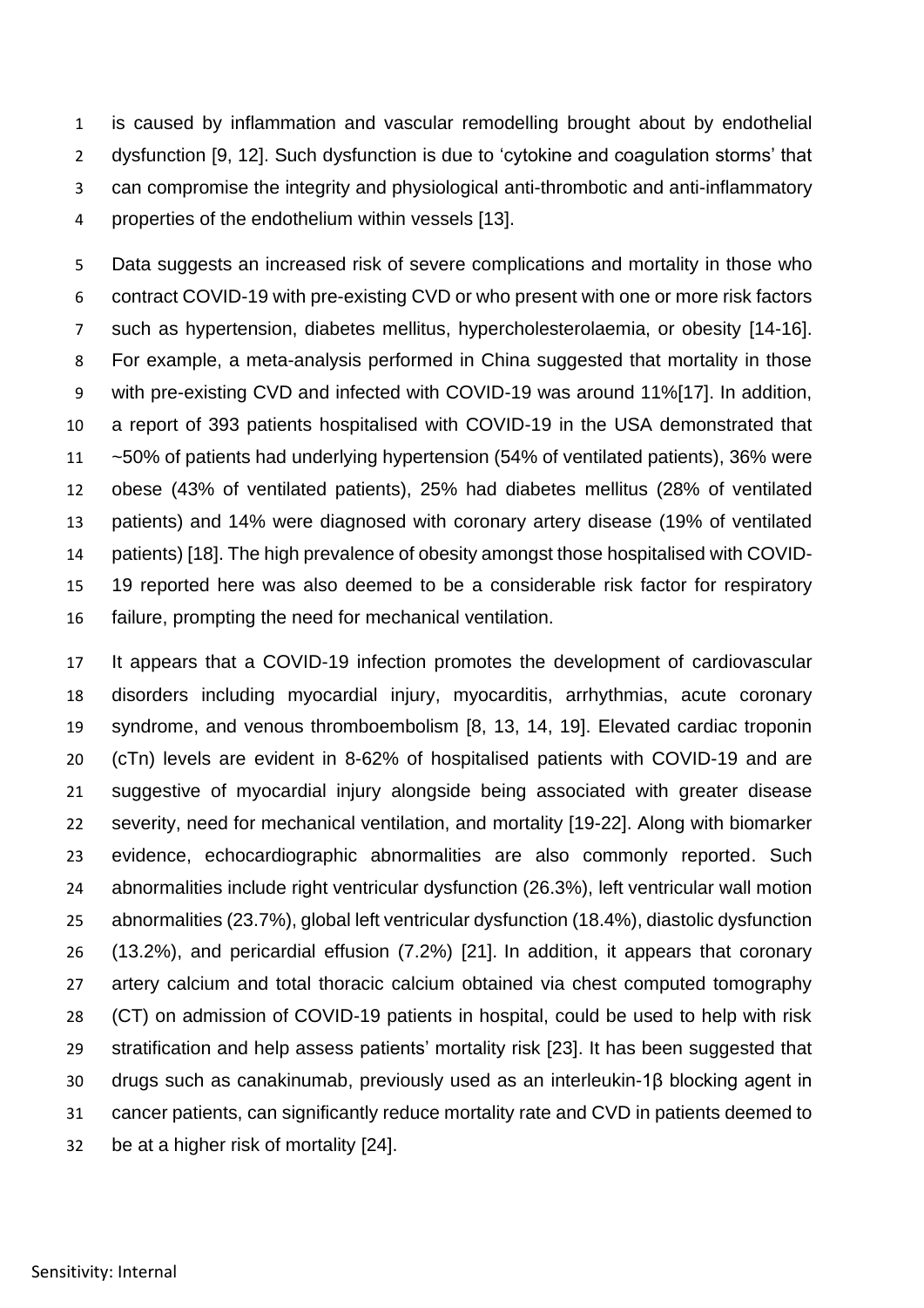is caused by inflammation and vascular remodelling brought about by endothelial dysfunction [9, 12]. Such dysfunction is due to 'cytokine and coagulation storms' that can compromise the integrity and physiological anti-thrombotic and anti-inflammatory properties of the endothelium within vessels [13].

Data suggests an increased risk of severe complications and mortality in those who contract COVID-19 with pre-existing CVD or who present with one or more risk factors such as hypertension, diabetes mellitus, hypercholesterolaemia, or obesity [14-16]. For example, a meta-analysis performed in China suggested that mortality in those with pre-existing CVD and infected with COVID-19 was around 11%[17]. In addition, a report of 393 patients hospitalised with COVID-19 in the USA demonstrated that ~50% of patients had underlying hypertension (54% of ventilated patients), 36% were obese (43% of ventilated patients), 25% had diabetes mellitus (28% of ventilated patients) and 14% were diagnosed with coronary artery disease (19% of ventilated patients) [18]. The high prevalence of obesity amongst those hospitalised with COVID-19 reported here was also deemed to be a considerable risk factor for respiratory failure, prompting the need for mechanical ventilation.

It appears that a COVID-19 infection promotes the development of cardiovascular disorders including myocardial injury, myocarditis, arrhythmias, acute coronary syndrome, and venous thromboembolism [8, 13, 14, 19]. Elevated cardiac troponin (cTn) levels are evident in 8-62% of hospitalised patients with COVID-19 and are suggestive of myocardial injury alongside being associated with greater disease severity, need for mechanical ventilation, and mortality [19-22]. Along with biomarker evidence, echocardiographic abnormalities are also commonly reported. Such abnormalities include right ventricular dysfunction (26.3%), left ventricular wall motion abnormalities (23.7%), global left ventricular dysfunction (18.4%), diastolic dysfunction (13.2%), and pericardial effusion (7.2%) [21]. In addition, it appears that coronary artery calcium and total thoracic calcium obtained via chest computed tomography (CT) on admission of COVID-19 patients in hospital, could be used to help with risk stratification and help assess patients' mortality risk [23]. It has been suggested that drugs such as canakinumab, previously used as an interleukin-1β blocking agent in cancer patients, can significantly reduce mortality rate and CVD in patients deemed to be at a higher risk of mortality [24].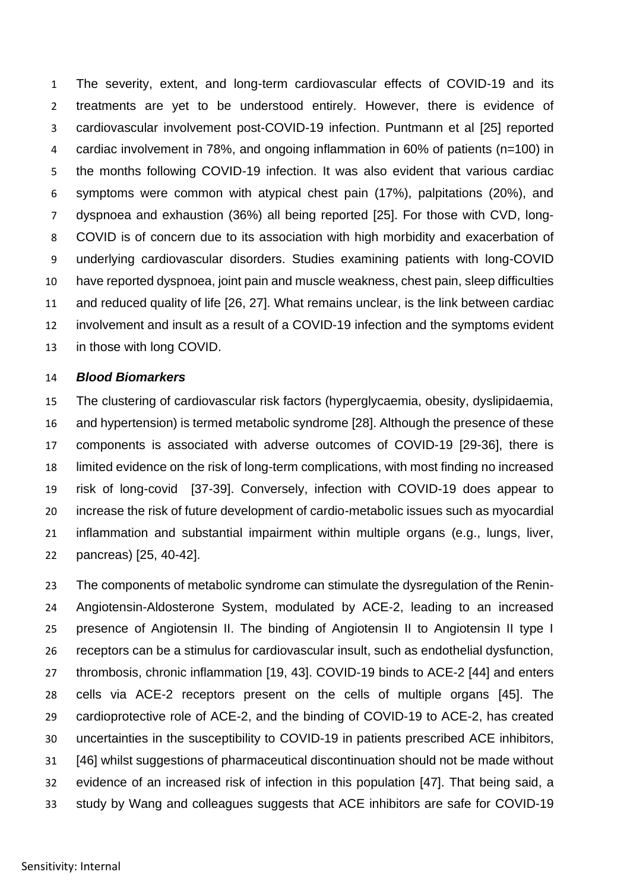The severity, extent, and long-term cardiovascular effects of COVID-19 and its treatments are yet to be understood entirely. However, there is evidence of cardiovascular involvement post-COVID-19 infection. Puntmann et al [25] reported cardiac involvement in 78%, and ongoing inflammation in 60% of patients (n=100) in the months following COVID-19 infection. It was also evident that various cardiac symptoms were common with atypical chest pain (17%), palpitations (20%), and dyspnoea and exhaustion (36%) all being reported [25]. For those with CVD, long-COVID is of concern due to its association with high morbidity and exacerbation of underlying cardiovascular disorders. Studies examining patients with long-COVID have reported dyspnoea, joint pain and muscle weakness, chest pain, sleep difficulties and reduced quality of life [26, 27]. What remains unclear, is the link between cardiac involvement and insult as a result of a COVID-19 infection and the symptoms evident in those with long COVID.

***Blood Biomarkers***

The clustering of cardiovascular risk factors (hyperglycaemia, obesity, dyslipidaemia, and hypertension) is termed metabolic syndrome [28]. Although the presence of these components is associated with adverse outcomes of COVID-19 [29-36], there is limited evidence on the risk of long-term complications, with most finding no increased risk of long-covid [37-39]. Conversely, infection with COVID-19 does appear to increase the risk of future development of cardio-metabolic issues such as myocardial inflammation and substantial impairment within multiple organs (e.g., lungs, liver, pancreas) [25, 40-42].

The components of metabolic syndrome can stimulate the dysregulation of the Renin-Angiotensin-Aldosterone System, modulated by ACE-2, leading to an increased presence of Angiotensin II. The binding of Angiotensin II to Angiotensin II type I receptors can be a stimulus for cardiovascular insult, such as endothelial dysfunction, thrombosis, chronic inflammation [19, 43]. COVID-19 binds to ACE-2 [44] and enters cells via ACE-2 receptors present on the cells of multiple organs [45]. The cardioprotective role of ACE-2, and the binding of COVID-19 to ACE-2, has created uncertainties in the susceptibility to COVID-19 in patients prescribed ACE inhibitors, [46] whilst suggestions of pharmaceutical discontinuation should not be made without evidence of an increased risk of infection in this population [47]. That being said, a study by Wang and colleagues suggests that ACE inhibitors are safe for COVID-19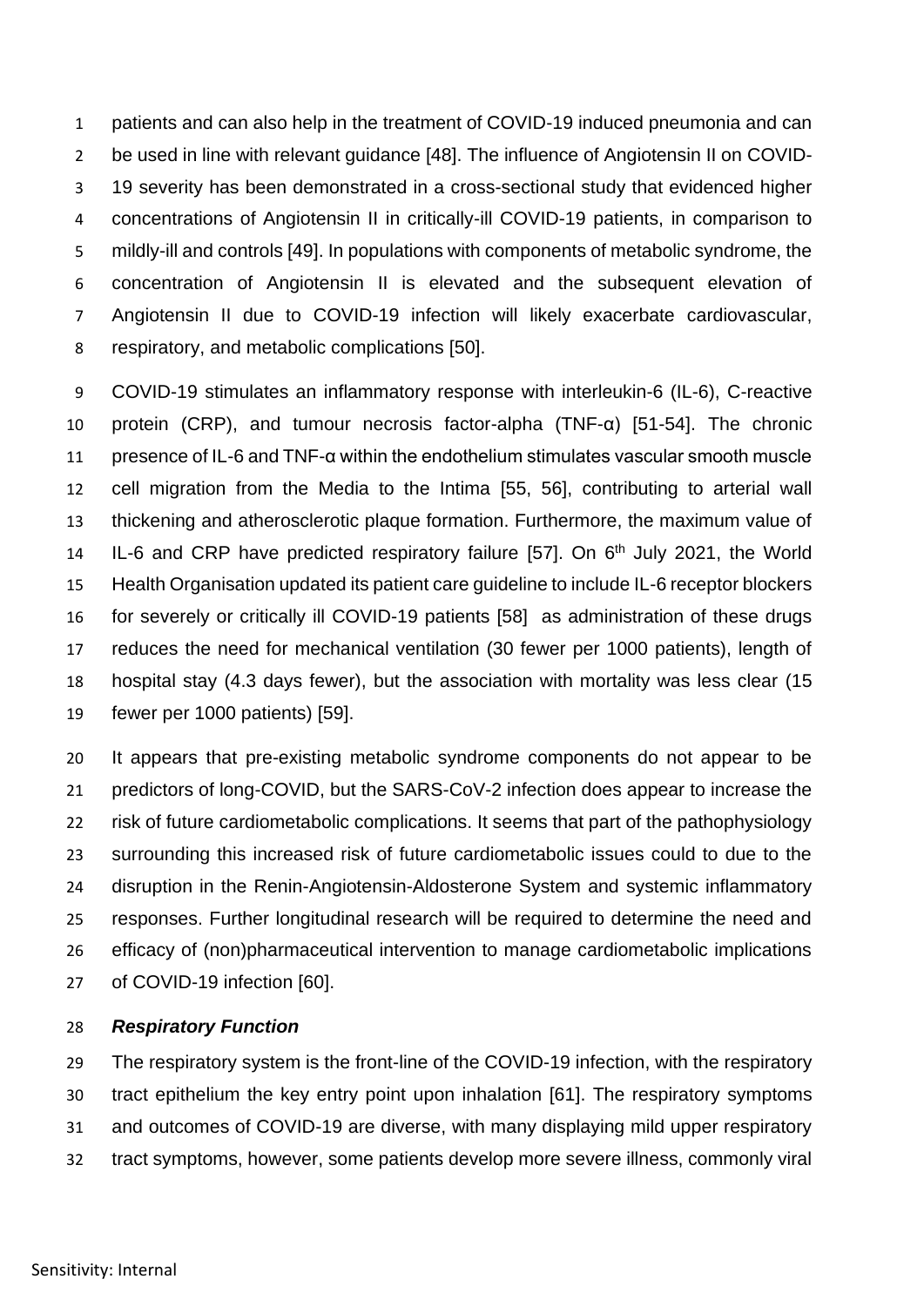patients and can also help in the treatment of COVID-19 induced pneumonia and can be used in line with relevant guidance [48]. The influence of Angiotensin II on COVID-19 severity has been demonstrated in a cross-sectional study that evidenced higher concentrations of Angiotensin II in critically-ill COVID-19 patients, in comparison to mildly-ill and controls [49]. In populations with components of metabolic syndrome, the concentration of Angiotensin II is elevated and the subsequent elevation of Angiotensin II due to COVID-19 infection will likely exacerbate cardiovascular, respiratory, and metabolic complications [50].

COVID-19 stimulates an inflammatory response with interleukin-6 (IL-6), C-reactive protein (CRP), and tumour necrosis factor-alpha (TNF-α) [51-54]. The chronic presence of IL-6 and TNF-α within the endothelium stimulates vascular smooth muscle cell migration from the Media to the Intima [55, 56], contributing to arterial wall thickening and atherosclerotic plaque formation. Furthermore, the maximum value of IL-6 and CRP have predicted respiratory failure [57]. On 6th July 2021, the World Health Organisation updated its patient care guideline to include IL-6 receptor blockers for severely or critically ill COVID-19 patients [58] as administration of these drugs reduces the need for mechanical ventilation (30 fewer per 1000 patients), length of hospital stay (4.3 days fewer), but the association with mortality was less clear (15 fewer per 1000 patients) [59].

It appears that pre-existing metabolic syndrome components do not appear to be predictors of long-COVID, but the SARS-CoV-2 infection does appear to increase the risk of future cardiometabolic complications. It seems that part of the pathophysiology surrounding this increased risk of future cardiometabolic issues could to due to the disruption in the Renin-Angiotensin-Aldosterone System and systemic inflammatory responses. Further longitudinal research will be required to determine the need and efficacy of (non)pharmaceutical intervention to manage cardiometabolic implications of COVID-19 infection [60].

***Respiratory Function***

The respiratory system is the front-line of the COVID-19 infection, with the respiratory tract epithelium the key entry point upon inhalation [61]. The respiratory symptoms and outcomes of COVID-19 are diverse, with many displaying mild upper respiratory tract symptoms, however, some patients develop more severe illness, commonly viral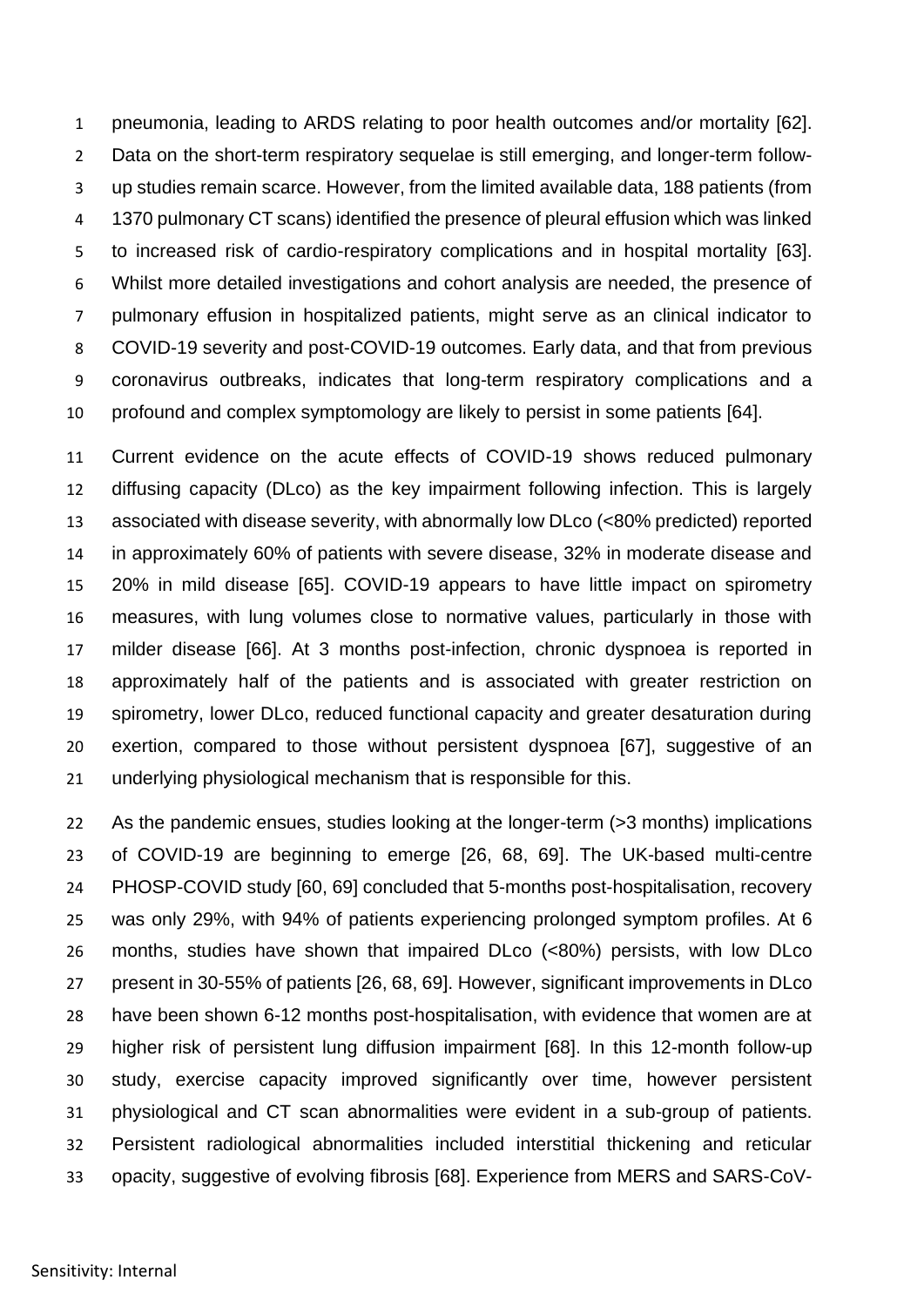pneumonia, leading to ARDS relating to poor health outcomes and/or mortality [62]. Data on the short-term respiratory sequelae is still emerging, and longer-term follow-up studies remain scarce. However, from the limited available data, 188 patients (from 1370 pulmonary CT scans) identified the presence of pleural effusion which was linked to increased risk of cardio-respiratory complications and in hospital mortality [63]. Whilst more detailed investigations and cohort analysis are needed, the presence of pulmonary effusion in hospitalized patients, might serve as an clinical indicator to COVID-19 severity and post-COVID-19 outcomes. Early data, and that from previous coronavirus outbreaks, indicates that long-term respiratory complications and a profound and complex symptomology are likely to persist in some patients [64].

Current evidence on the acute effects of COVID-19 shows reduced pulmonary diffusing capacity (DLco) as the key impairment following infection. This is largely associated with disease severity, with abnormally low DLco (<80% predicted) reported in approximately 60% of patients with severe disease, 32% in moderate disease and 20% in mild disease [65]. COVID-19 appears to have little impact on spirometry measures, with lung volumes close to normative values, particularly in those with milder disease [66]. At 3 months post-infection, chronic dyspnoea is reported in approximately half of the patients and is associated with greater restriction on spirometry, lower DLco, reduced functional capacity and greater desaturation during exertion, compared to those without persistent dyspnoea [67], suggestive of an underlying physiological mechanism that is responsible for this.

As the pandemic ensues, studies looking at the longer-term (>3 months) implications of COVID-19 are beginning to emerge [26, 68, 69]. The UK-based multi-centre PHOSP-COVID study [60, 69] concluded that 5-months post-hospitalisation, recovery was only 29%, with 94% of patients experiencing prolonged symptom profiles. At 6 months, studies have shown that impaired DLco (<80%) persists, with low DLco present in 30-55% of patients [26, 68, 69]. However, significant improvements in DLco have been shown 6-12 months post-hospitalisation, with evidence that women are at higher risk of persistent lung diffusion impairment [68]. In this 12-month follow-up study, exercise capacity improved significantly over time, however persistent physiological and CT scan abnormalities were evident in a sub-group of patients. Persistent radiological abnormalities included interstitial thickening and reticular opacity, suggestive of evolving fibrosis [68]. Experience from MERS and SARS-CoV-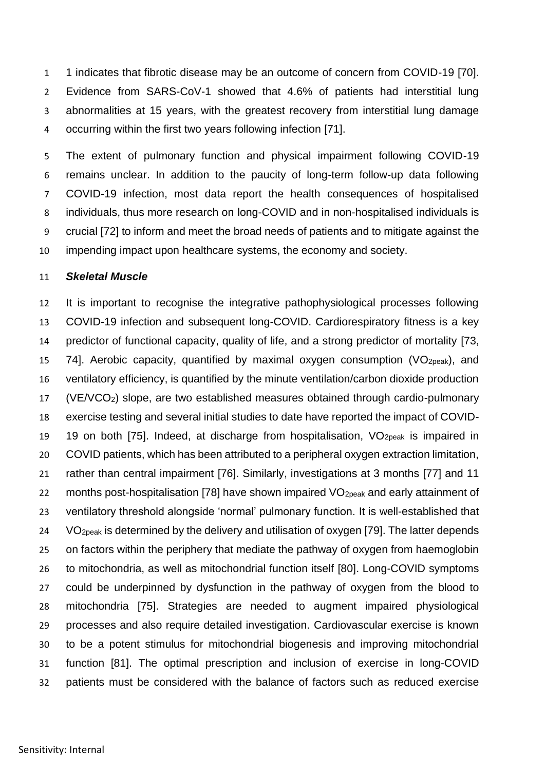1 indicates that fibrotic disease may be an outcome of concern from COVID-19 [70]. Evidence from SARS-CoV-1 showed that 4.6% of patients had interstitial lung abnormalities at 15 years, with the greatest recovery from interstitial lung damage occurring within the first two years following infection [71].

The extent of pulmonary function and physical impairment following COVID-19 remains unclear. In addition to the paucity of long-term follow-up data following COVID-19 infection, most data report the health consequences of hospitalised individuals, thus more research on long-COVID and in non-hospitalised individuals is crucial [72] to inform and meet the broad needs of patients and to mitigate against the impending impact upon healthcare systems, the economy and society.

### *Skeletal Muscle*

It is important to recognise the integrative pathophysiological processes following COVID-19 infection and subsequent long-COVID. Cardiorespiratory fitness is a key predictor of functional capacity, quality of life, and a strong predictor of mortality [73, 74]. Aerobic capacity, quantified by maximal oxygen consumption ($VO_{2peak}$), and ventilatory efficiency, is quantified by the minute ventilation/carbon dioxide production ($VE/VCO_2$) slope, are two established measures obtained through cardio-pulmonary exercise testing and several initial studies to date have reported the impact of COVID-19 on both [75]. Indeed, at discharge from hospitalisation, $VO_{2peak}$ is impaired in COVID patients, which has been attributed to a peripheral oxygen extraction limitation, rather than central impairment [76]. Similarly, investigations at 3 months [77] and 11 months post-hospitalisation [78] have shown impaired $VO_{2peak}$ and early attainment of ventilatory threshold alongside 'normal' pulmonary function. It is well-established that $VO_{2peak}$ is determined by the delivery and utilisation of oxygen [79]. The latter depends on factors within the periphery that mediate the pathway of oxygen from haemoglobin to mitochondria, as well as mitochondrial function itself [80]. Long-COVID symptoms could be underpinned by dysfunction in the pathway of oxygen from the blood to mitochondria [75]. Strategies are needed to augment impaired physiological processes and also require detailed investigation. Cardiovascular exercise is known to be a potent stimulus for mitochondrial biogenesis and improving mitochondrial function [81]. The optimal prescription and inclusion of exercise in long-COVID patients must be considered with the balance of factors such as reduced exercise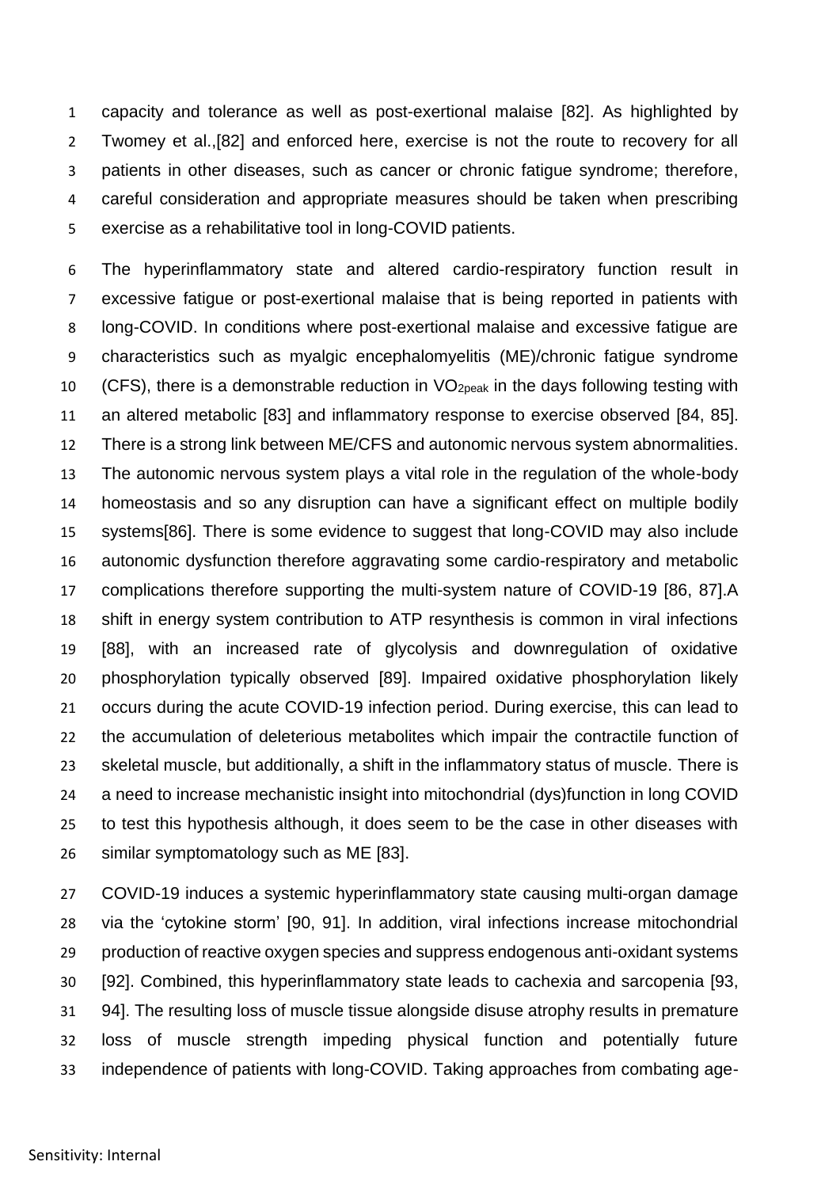capacity and tolerance as well as post-exertional malaise [82]. As highlighted by Twomey et al.,[82] and enforced here, exercise is not the route to recovery for all patients in other diseases, such as cancer or chronic fatigue syndrome; therefore, careful consideration and appropriate measures should be taken when prescribing exercise as a rehabilitative tool in long-COVID patients.

The hyperinflammatory state and altered cardio-respiratory function result in excessive fatigue or post-exertional malaise that is being reported in patients with long-COVID. In conditions where post-exertional malaise and excessive fatigue are characteristics such as myalgic encephalomyelitis (ME)/chronic fatigue syndrome (CFS), there is a demonstrable reduction in $VO_{2peak}$ in the days following testing with an altered metabolic [83] and inflammatory response to exercise observed [84, 85]. There is a strong link between ME/CFS and autonomic nervous system abnormalities. The autonomic nervous system plays a vital role in the regulation of the whole-body homeostasis and so any disruption can have a significant effect on multiple bodily systems[86]. There is some evidence to suggest that long-COVID may also include autonomic dysfunction therefore aggravating some cardio-respiratory and metabolic complications therefore supporting the multi-system nature of COVID-19 [86, 87].A shift in energy system contribution to ATP resynthesis is common in viral infections [88], with an increased rate of glycolysis and downregulation of oxidative phosphorylation typically observed [89]. Impaired oxidative phosphorylation likely occurs during the acute COVID-19 infection period. During exercise, this can lead to the accumulation of deleterious metabolites which impair the contractile function of skeletal muscle, but additionally, a shift in the inflammatory status of muscle. There is a need to increase mechanistic insight into mitochondrial (dys)function in long COVID to test this hypothesis although, it does seem to be the case in other diseases with similar symptomatology such as ME [83].

COVID-19 induces a systemic hyperinflammatory state causing multi-organ damage via the 'cytokine storm' [90, 91]. In addition, viral infections increase mitochondrial production of reactive oxygen species and suppress endogenous anti-oxidant systems [92]. Combined, this hyperinflammatory state leads to cachexia and sarcopenia [93, 94]. The resulting loss of muscle tissue alongside disuse atrophy results in premature loss of muscle strength impeding physical function and potentially future independence of patients with long-COVID. Taking approaches from combating age-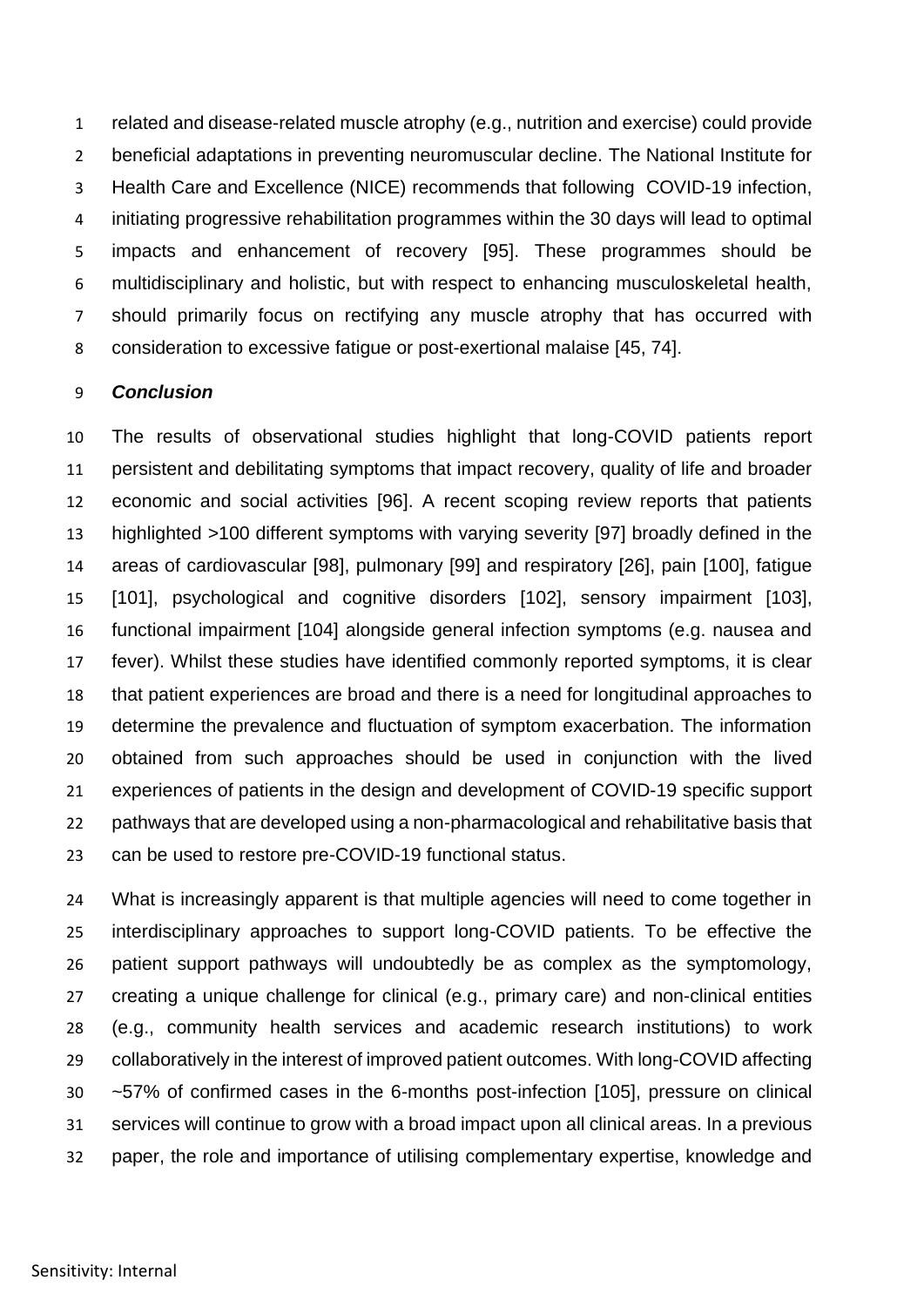related and disease-related muscle atrophy (e.g., nutrition and exercise) could provide beneficial adaptations in preventing neuromuscular decline. The National Institute for Health Care and Excellence (NICE) recommends that following COVID-19 infection, initiating progressive rehabilitation programmes within the 30 days will lead to optimal impacts and enhancement of recovery [95]. These programmes should be multidisciplinary and holistic, but with respect to enhancing musculoskeletal health, should primarily focus on rectifying any muscle atrophy that has occurred with consideration to excessive fatigue or post-exertional malaise [45, 74].

### *Conclusion*

The results of observational studies highlight that long-COVID patients report persistent and debilitating symptoms that impact recovery, quality of life and broader economic and social activities [96]. A recent scoping review reports that patients highlighted >100 different symptoms with varying severity [97] broadly defined in the areas of cardiovascular [98], pulmonary [99] and respiratory [26], pain [100], fatigue [101], psychological and cognitive disorders [102], sensory impairment [103], functional impairment [104] alongside general infection symptoms (e.g. nausea and fever). Whilst these studies have identified commonly reported symptoms, it is clear that patient experiences are broad and there is a need for longitudinal approaches to determine the prevalence and fluctuation of symptom exacerbation. The information obtained from such approaches should be used in conjunction with the lived experiences of patients in the design and development of COVID-19 specific support pathways that are developed using a non-pharmacological and rehabilitative basis that can be used to restore pre-COVID-19 functional status.

What is increasingly apparent is that multiple agencies will need to come together in interdisciplinary approaches to support long-COVID patients. To be effective the patient support pathways will undoubtedly be as complex as the symptomology, creating a unique challenge for clinical (e.g., primary care) and non-clinical entities (e.g., community health services and academic research institutions) to work collaboratively in the interest of improved patient outcomes. With long-COVID affecting ~57% of confirmed cases in the 6-months post-infection [105], pressure on clinical services will continue to grow with a broad impact upon all clinical areas. In a previous paper, the role and importance of utilising complementary expertise, knowledge and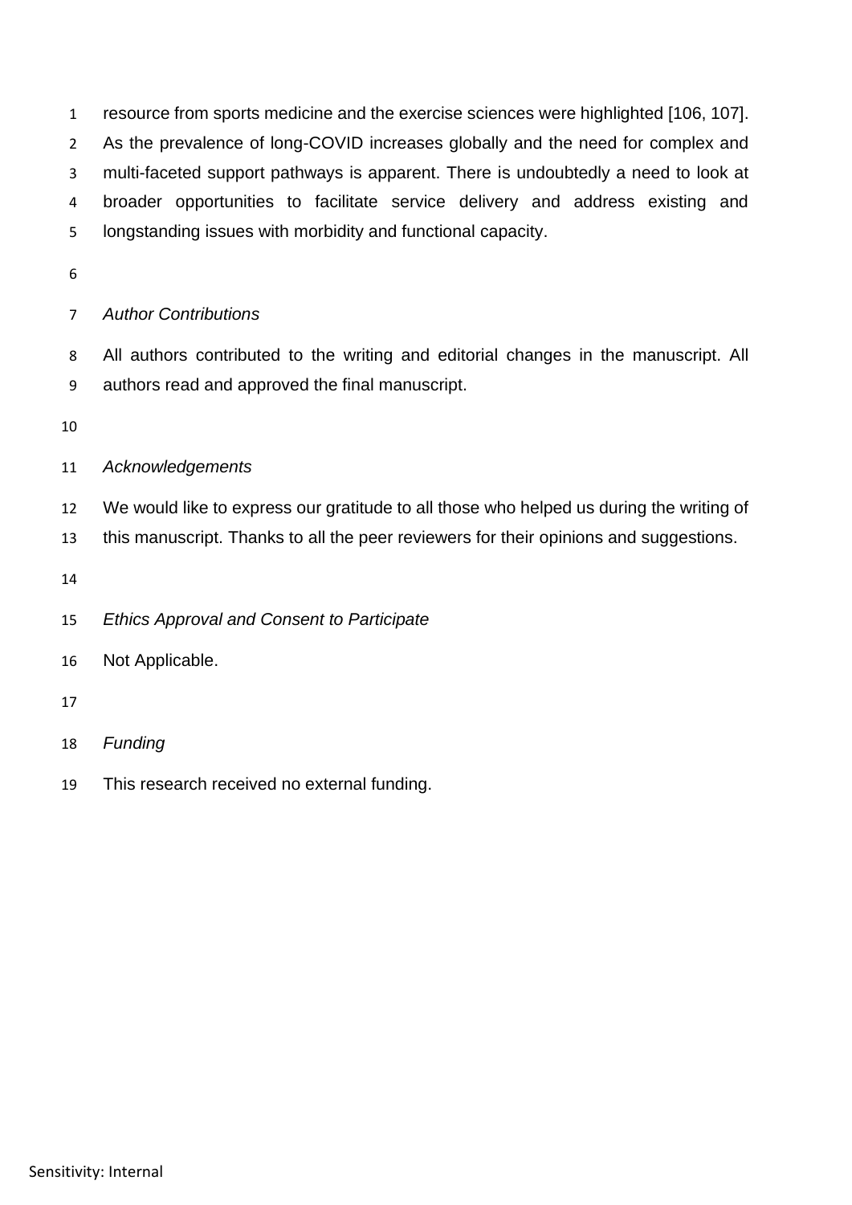resource from sports medicine and the exercise sciences were highlighted [106, 107]. As the prevalence of long-COVID increases globally and the need for complex and multi-faceted support pathways is apparent. There is undoubtedly a need to look at broader opportunities to facilitate service delivery and address existing and longstanding issues with morbidity and functional capacity.

### *Author Contributions*

All authors contributed to the writing and editorial changes in the manuscript. All authors read and approved the final manuscript.

### *Acknowledgements*

We would like to express our gratitude to all those who helped us during the writing of this manuscript. Thanks to all the peer reviewers for their opinions and suggestions.

### *Ethics Approval and Consent to Participate*

Not Applicable.

### *Funding*

This research received no external funding.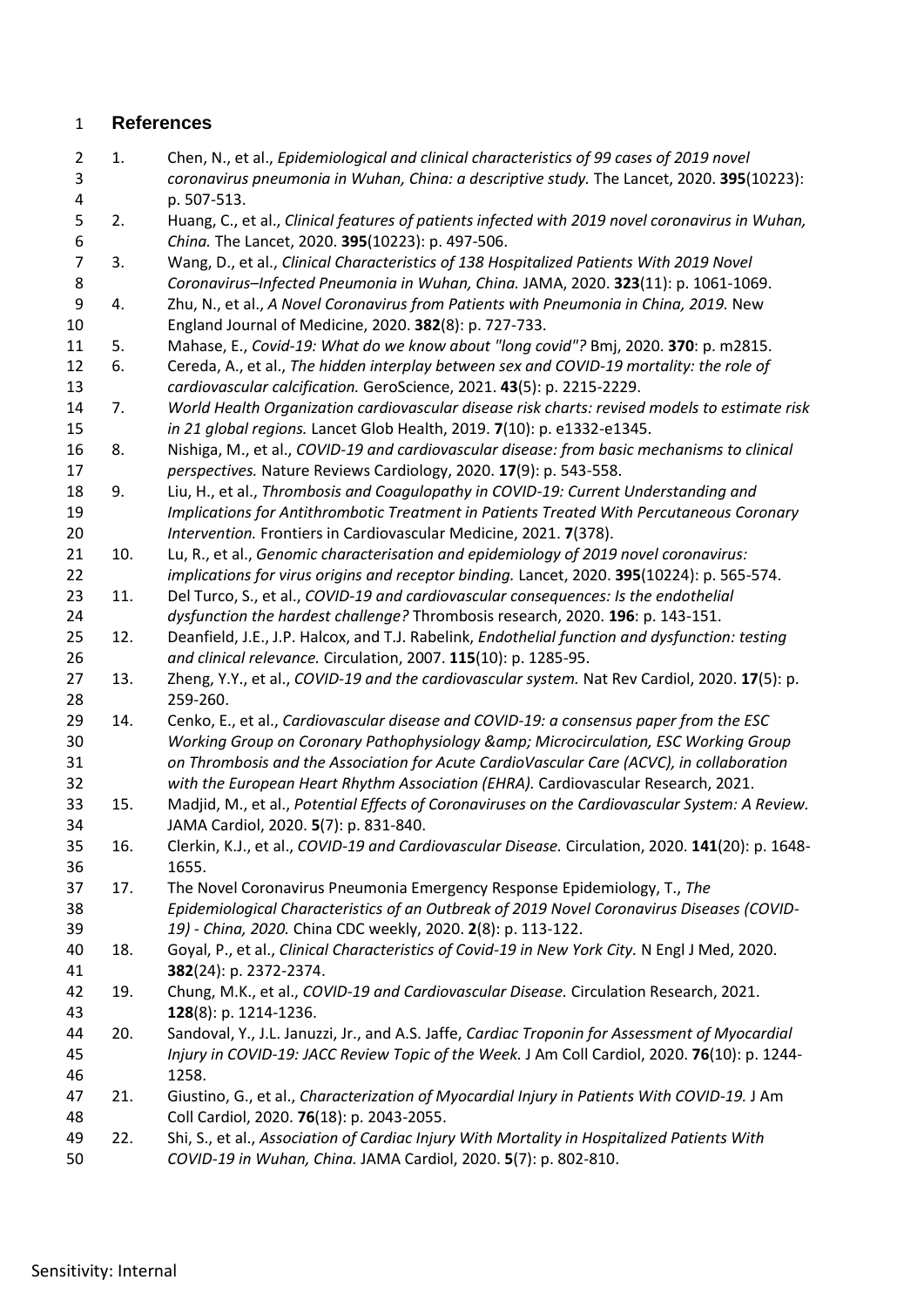## References

1. Chen, N., et al., *Epidemiological and clinical characteristics of 99 cases of 2019 novel coronavirus pneumonia in Wuhan, China: a descriptive study.* The Lancet, 2020. **395**(10223): p. 507-513.
2. Huang, C., et al., *Clinical features of patients infected with 2019 novel coronavirus in Wuhan, China.* The Lancet, 2020. **395**(10223): p. 497-506.
3. Wang, D., et al., *Clinical Characteristics of 138 Hospitalized Patients With 2019 Novel Coronavirus–Infected Pneumonia in Wuhan, China.* JAMA, 2020. **323**(11): p. 1061-1069.
4. Zhu, N., et al., *A Novel Coronavirus from Patients with Pneumonia in China, 2019.* New England Journal of Medicine, 2020. **382**(8): p. 727-733.
5. Mahase, E., *Covid-19: What do we know about "long covid"?* Bmj, 2020. **370**: p. m2815.
6. Cereda, A., et al., *The hidden interplay between sex and COVID-19 mortality: the role of cardiovascular calcification.* GeroScience, 2021. **43**(5): p. 2215-2229.
7. *World Health Organization cardiovascular disease risk charts: revised models to estimate risk in 21 global regions.* Lancet Glob Health, 2019. **7**(10): p. e1332-e1345.
8. Nishiga, M., et al., *COVID-19 and cardiovascular disease: from basic mechanisms to clinical perspectives.* Nature Reviews Cardiology, 2020. **17**(9): p. 543-558.
9. Liu, H., et al., *Thrombosis and Coagulopathy in COVID-19: Current Understanding and Implications for Antithrombotic Treatment in Patients Treated With Percutaneous Coronary Intervention.* Frontiers in Cardiovascular Medicine, 2021. **7**(378).
10. Lu, R., et al., *Genomic characterisation and epidemiology of 2019 novel coronavirus: implications for virus origins and receptor binding.* Lancet, 2020. **395**(10224): p. 565-574.
11. Del Turco, S., et al., *COVID-19 and cardiovascular consequences: Is the endothelial dysfunction the hardest challenge?* Thrombosis research, 2020. **196**: p. 143-151.
12. Deanfield, J.E., J.P. Halcox, and T.J. Rabelink, *Endothelial function and dysfunction: testing and clinical relevance.* Circulation, 2007. **115**(10): p. 1285-95.
13. Zheng, Y.Y., et al., *COVID-19 and the cardiovascular system.* Nat Rev Cardiol, 2020. **17**(5): p. 259-260.
14. Cenko, E., et al., *Cardiovascular disease and COVID-19: a consensus paper from the ESC Working Group on Coronary Pathophysiology &amp; Microcirculation, ESC Working Group on Thrombosis and the Association for Acute CardioVascular Care (ACVC), in collaboration with the European Heart Rhythm Association (EHRA).* Cardiovascular Research, 2021.
15. Madjid, M., et al., *Potential Effects of Coronaviruses on the Cardiovascular System: A Review.* JAMA Cardiol, 2020. **5**(7): p. 831-840.
16. Clerkin, K.J., et al., *COVID-19 and Cardiovascular Disease.* Circulation, 2020. **141**(20): p. 1648-1655.
17. The Novel Coronavirus Pneumonia Emergency Response Epidemiology, T., *The Epidemiological Characteristics of an Outbreak of 2019 Novel Coronavirus Diseases (COVID-19) - China, 2020.* China CDC weekly, 2020. **2**(8): p. 113-122.
18. Goyal, P., et al., *Clinical Characteristics of Covid-19 in New York City.* N Engl J Med, 2020. **382**(24): p. 2372-2374.
19. Chung, M.K., et al., *COVID-19 and Cardiovascular Disease.* Circulation Research, 2021. **128**(8): p. 1214-1236.
20. Sandoval, Y., J.L. Januzzi, Jr., and A.S. Jaffe, *Cardiac Troponin for Assessment of Myocardial Injury in COVID-19: JACC Review Topic of the Week.* J Am Coll Cardiol, 2020. **76**(10): p. 1244-1258.
21. Giustino, G., et al., *Characterization of Myocardial Injury in Patients With COVID-19.* J Am Coll Cardiol, 2020. **76**(18): p. 2043-2055.
22. Shi, S., et al., *Association of Cardiac Injury With Mortality in Hospitalized Patients With COVID-19 in Wuhan, China.* JAMA Cardiol, 2020. **5**(7): p. 802-810.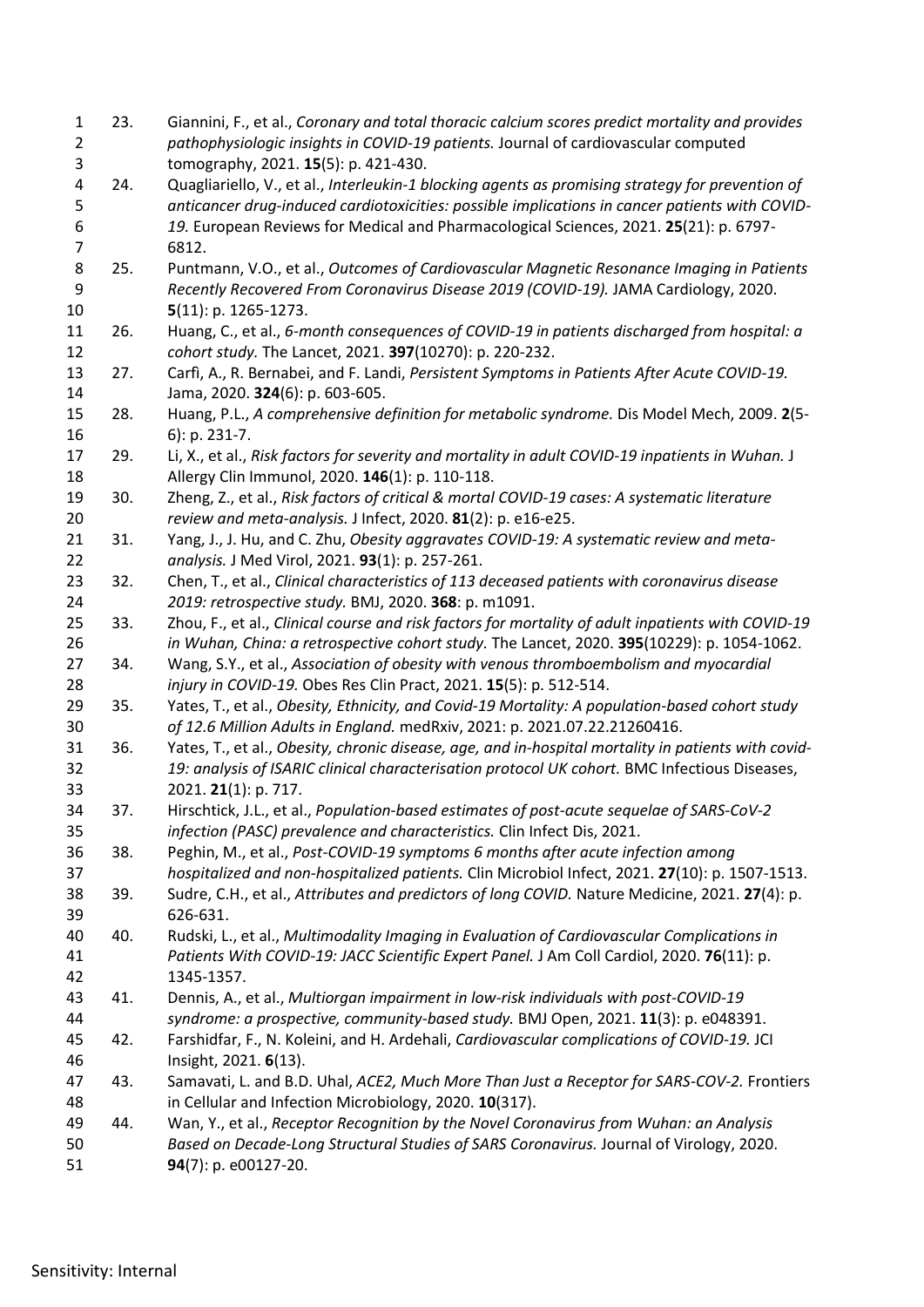23. Giannini, F., et al., *Coronary and total thoracic calcium scores predict mortality and provides pathophysiologic insights in COVID-19 patients.* Journal of cardiovascular computed tomography, 2021. **15**(5): p. 421-430.
24. Quagliariello, V., et al., *Interleukin-1 blocking agents as promising strategy for prevention of anticancer drug-induced cardiotoxicities: possible implications in cancer patients with COVID-19.* European Reviews for Medical and Pharmacological Sciences, 2021. **25**(21): p. 6797-6812.
25. Puntmann, V.O., et al., *Outcomes of Cardiovascular Magnetic Resonance Imaging in Patients Recently Recovered From Coronavirus Disease 2019 (COVID-19).* JAMA Cardiology, 2020. **5**(11): p. 1265-1273.
26. Huang, C., et al., *6-month consequences of COVID-19 in patients discharged from hospital: a cohort study.* The Lancet, 2021. **397**(10270): p. 220-232.
27. Carfì, A., R. Bernabei, and F. Landi, *Persistent Symptoms in Patients After Acute COVID-19.* Jama, 2020. **324**(6): p. 603-605.
28. Huang, P.L., *A comprehensive definition for metabolic syndrome.* Dis Model Mech, 2009. **2**(5-6): p. 231-7.
29. Li, X., et al., *Risk factors for severity and mortality in adult COVID-19 inpatients in Wuhan.* J Allergy Clin Immunol, 2020. **146**(1): p. 110-118.
30. Zheng, Z., et al., *Risk factors of critical & mortal COVID-19 cases: A systematic literature review and meta-analysis.* J Infect, 2020. **81**(2): p. e16-e25.
31. Yang, J., J. Hu, and C. Zhu, *Obesity aggravates COVID-19: A systematic review and meta-analysis.* J Med Virol, 2021. **93**(1): p. 257-261.
32. Chen, T., et al., *Clinical characteristics of 113 deceased patients with coronavirus disease 2019: retrospective study.* BMJ, 2020. **368**: p. m1091.
33. Zhou, F., et al., *Clinical course and risk factors for mortality of adult inpatients with COVID-19 in Wuhan, China: a retrospective cohort study.* The Lancet, 2020. **395**(10229): p. 1054-1062.
34. Wang, S.Y., et al., *Association of obesity with venous thromboembolism and myocardial injury in COVID-19.* Obes Res Clin Pract, 2021. **15**(5): p. 512-514.
35. Yates, T., et al., *Obesity, Ethnicity, and Covid-19 Mortality: A population-based cohort study of 12.6 Million Adults in England.* medRxiv, 2021: p. 2021.07.22.21260416.
36. Yates, T., et al., *Obesity, chronic disease, age, and in-hospital mortality in patients with covid-19: analysis of ISARIC clinical characterisation protocol UK cohort.* BMC Infectious Diseases, 2021. **21**(1): p. 717.
37. Hirschtick, J.L., et al., *Population-based estimates of post-acute sequelae of SARS-CoV-2 infection (PASC) prevalence and characteristics.* Clin Infect Dis, 2021.
38. Peghin, M., et al., *Post-COVID-19 symptoms 6 months after acute infection among hospitalized and non-hospitalized patients.* Clin Microbiol Infect, 2021. **27**(10): p. 1507-1513.
39. Sudre, C.H., et al., *Attributes and predictors of long COVID.* Nature Medicine, 2021. **27**(4): p. 626-631.
40. Rudski, L., et al., *Multimodality Imaging in Evaluation of Cardiovascular Complications in Patients With COVID-19: JACC Scientific Expert Panel.* J Am Coll Cardiol, 2020. **76**(11): p. 1345-1357.
41. Dennis, A., et al., *Multiorgan impairment in low-risk individuals with post-COVID-19 syndrome: a prospective, community-based study.* BMJ Open, 2021. **11**(3): p. e048391.
42. Farshidfar, F., N. Koleini, and H. Ardehali, *Cardiovascular complications of COVID-19.* JCI Insight, 2021. **6**(13).
43. Samavati, L. and B.D. Uhal, *ACE2, Much More Than Just a Receptor for SARS-COV-2.* Frontiers in Cellular and Infection Microbiology, 2020. **10**(317).
44. Wan, Y., et al., *Receptor Recognition by the Novel Coronavirus from Wuhan: an Analysis Based on Decade-Long Structural Studies of SARS Coronavirus.* Journal of Virology, 2020. **94**(7): p. e00127-20.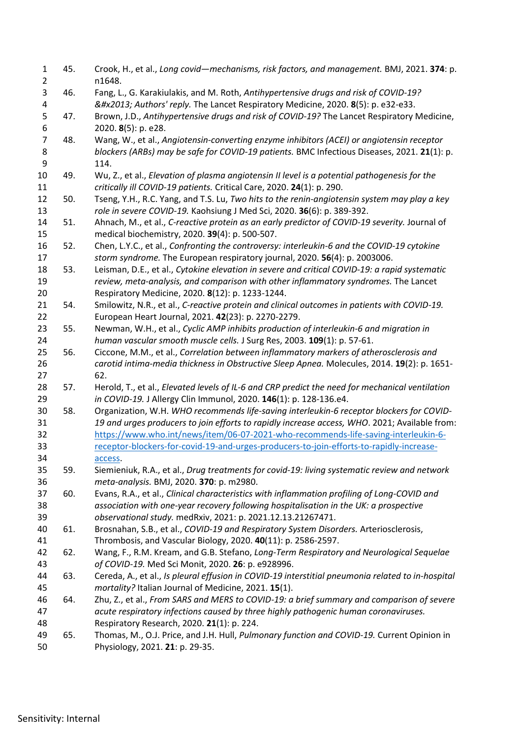45. Crook, H., et al., *Long covid—mechanisms, risk factors, and management.* BMJ, 2021. **374**: p. n1648.
46. Fang, L., G. Karakiulakis, and M. Roth, *Antihypertensive drugs and risk of COVID-19? &#x2013; Authors' reply.* The Lancet Respiratory Medicine, 2020. **8**(5): p. e32-e33.
47. Brown, J.D., *Antihypertensive drugs and risk of COVID-19?* The Lancet Respiratory Medicine, 2020. **8**(5): p. e28.
48. Wang, W., et al., *Angiotensin-converting enzyme inhibitors (ACEI) or angiotensin receptor blockers (ARBs) may be safe for COVID-19 patients.* BMC Infectious Diseases, 2021. **21**(1): p. 114.
49. Wu, Z., et al., *Elevation of plasma angiotensin II level is a potential pathogenesis for the critically ill COVID-19 patients.* Critical Care, 2020. **24**(1): p. 290.
50. Tseng, Y.H., R.C. Yang, and T.S. Lu, *Two hits to the renin-angiotensin system may play a key role in severe COVID-19.* Kaohsiung J Med Sci, 2020. **36**(6): p. 389-392.
51. Ahnach, M., et al., *C-reactive protein as an early predictor of COVID-19 severity.* Journal of medical biochemistry, 2020. **39**(4): p. 500-507.
52. Chen, L.Y.C., et al., *Confronting the controversy: interleukin-6 and the COVID-19 cytokine storm syndrome.* The European respiratory journal, 2020. **56**(4): p. 2003006.
53. Leisman, D.E., et al., *Cytokine elevation in severe and critical COVID-19: a rapid systematic review, meta-analysis, and comparison with other inflammatory syndromes.* The Lancet Respiratory Medicine, 2020. **8**(12): p. 1233-1244.
54. Smilowitz, N.R., et al., *C-reactive protein and clinical outcomes in patients with COVID-19.* European Heart Journal, 2021. **42**(23): p. 2270-2279.
55. Newman, W.H., et al., *Cyclic AMP inhibits production of interleukin-6 and migration in human vascular smooth muscle cells.* J Surg Res, 2003. **109**(1): p. 57-61.
56. Ciccone, M.M., et al., *Correlation between inflammatory markers of atherosclerosis and carotid intima-media thickness in Obstructive Sleep Apnea.* Molecules, 2014. **19**(2): p. 1651-62.
57. Herold, T., et al., *Elevated levels of IL-6 and CRP predict the need for mechanical ventilation in COVID-19.* J Allergy Clin Immunol, 2020. **146**(1): p. 128-136.e4.
58. Organization, W.H. *WHO recommends life-saving interleukin-6 receptor blockers for COVID-19 and urges producers to join efforts to rapidly increase access, WHO*. 2021; Available from: [https://www.who.int/news/item/06-07-2021-who-recommends-life-saving-interleukin-6-receptor-blockers-for-covid-19-and-urges-producers-to-join-efforts-to-rapidly-increase-access](https://www.who.int/news/item/06-07-2021-who-recommends-life-saving-interleukin-6-receptor-blockers-for-covid-19-and-urges-producers-to-join-efforts-to-rapidly-increase-access).
59. Siemieniuk, R.A., et al., *Drug treatments for covid-19: living systematic review and network meta-analysis.* BMJ, 2020. **370**: p. m2980.
60. Evans, R.A., et al., *Clinical characteristics with inflammation profiling of Long-COVID and association with one-year recovery following hospitalisation in the UK: a prospective observational study.* medRxiv, 2021: p. 2021.12.13.21267471.
61. Brosnahan, S.B., et al., *COVID-19 and Respiratory System Disorders.* Arteriosclerosis, Thrombosis, and Vascular Biology, 2020. **40**(11): p. 2586-2597.
62. Wang, F., R.M. Kream, and G.B. Stefano, *Long-Term Respiratory and Neurological Sequelae of COVID-19.* Med Sci Monit, 2020. **26**: p. e928996.
63. Cereda, A., et al., *Is pleural effusion in COVID-19 interstitial pneumonia related to in-hospital mortality?* Italian Journal of Medicine, 2021. **15**(1).
64. Zhu, Z., et al., *From SARS and MERS to COVID-19: a brief summary and comparison of severe acute respiratory infections caused by three highly pathogenic human coronaviruses.* Respiratory Research, 2020. **21**(1): p. 224.
65. Thomas, M., O.J. Price, and J.H. Hull, *Pulmonary function and COVID-19.* Current Opinion in Physiology, 2021. **21**: p. 29-35.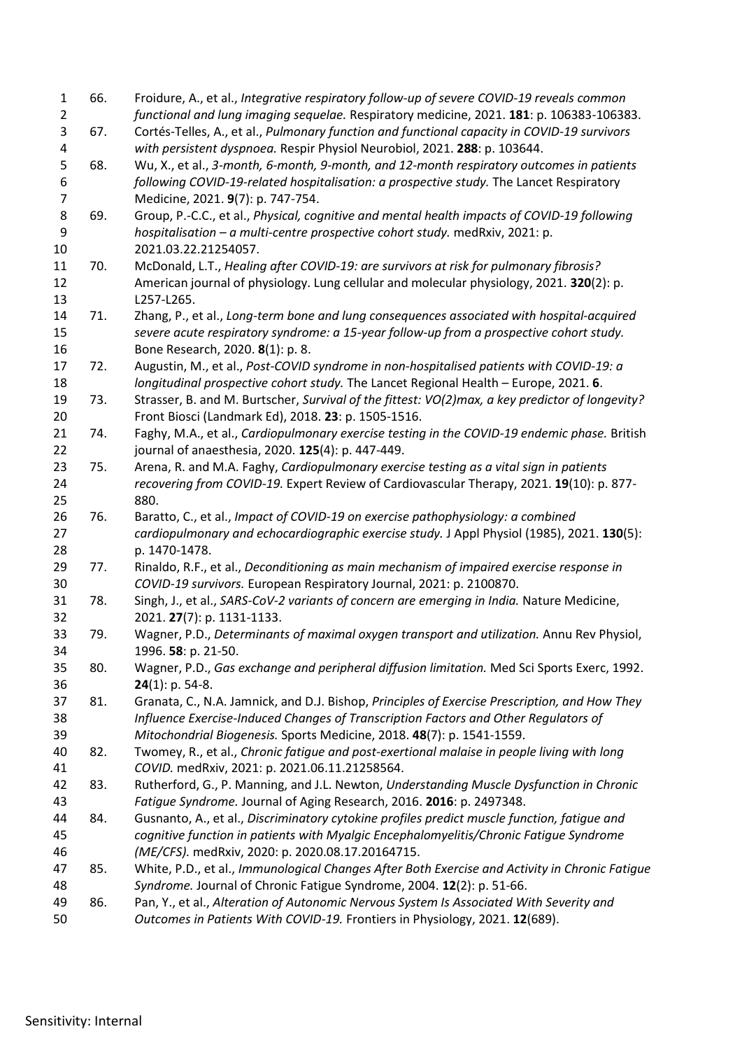66. Froidure, A., et al., *Integrative respiratory follow-up of severe COVID-19 reveals common functional and lung imaging sequelae.* Respiratory medicine, 2021. **181**: p. 106383-106383.
67. Cortés-Telles, A., et al., *Pulmonary function and functional capacity in COVID-19 survivors with persistent dyspnoea.* Respir Physiol Neurobiol, 2021. **288**: p. 103644.
68. Wu, X., et al., *3-month, 6-month, 9-month, and 12-month respiratory outcomes in patients following COVID-19-related hospitalisation: a prospective study.* The Lancet Respiratory Medicine, 2021. **9**(7): p. 747-754.
69. Group, P.-C.C., et al., *Physical, cognitive and mental health impacts of COVID-19 following hospitalisation – a multi-centre prospective cohort study.* medRxiv, 2021: p. 2021.03.22.21254057.
70. McDonald, L.T., *Healing after COVID-19: are survivors at risk for pulmonary fibrosis?* American journal of physiology. Lung cellular and molecular physiology, 2021. **320**(2): p. L257-L265.
71. Zhang, P., et al., *Long-term bone and lung consequences associated with hospital-acquired severe acute respiratory syndrome: a 15-year follow-up from a prospective cohort study.* Bone Research, 2020. **8**(1): p. 8.
72. Augustin, M., et al., *Post-COVID syndrome in non-hospitalised patients with COVID-19: a longitudinal prospective cohort study.* The Lancet Regional Health – Europe, 2021. **6**.
73. Strasser, B. and M. Burtscher, *Survival of the fittest: VO(2)max, a key predictor of longevity?* Front Biosci (Landmark Ed), 2018. **23**: p. 1505-1516.
74. Faghy, M.A., et al., *Cardiopulmonary exercise testing in the COVID-19 endemic phase.* British journal of anaesthesia, 2020. **125**(4): p. 447-449.
75. Arena, R. and M.A. Faghy, *Cardiopulmonary exercise testing as a vital sign in patients recovering from COVID-19.* Expert Review of Cardiovascular Therapy, 2021. **19**(10): p. 877-880.
76. Baratto, C., et al., *Impact of COVID-19 on exercise pathophysiology: a combined cardiopulmonary and echocardiographic exercise study.* J Appl Physiol (1985), 2021. **130**(5): p. 1470-1478.
77. Rinaldo, R.F., et al., *Deconditioning as main mechanism of impaired exercise response in COVID-19 survivors.* European Respiratory Journal, 2021: p. 2100870.
78. Singh, J., et al., *SARS-CoV-2 variants of concern are emerging in India.* Nature Medicine, 2021. **27**(7): p. 1131-1133.
79. Wagner, P.D., *Determinants of maximal oxygen transport and utilization.* Annu Rev Physiol, 1996. **58**: p. 21-50.
80. Wagner, P.D., *Gas exchange and peripheral diffusion limitation.* Med Sci Sports Exerc, 1992. **24**(1): p. 54-8.
81. Granata, C., N.A. Jamnick, and D.J. Bishop, *Principles of Exercise Prescription, and How They Influence Exercise-Induced Changes of Transcription Factors and Other Regulators of Mitochondrial Biogenesis.* Sports Medicine, 2018. **48**(7): p. 1541-1559.
82. Twomey, R., et al., *Chronic fatigue and post-exertional malaise in people living with long COVID.* medRxiv, 2021: p. 2021.06.11.21258564.
83. Rutherford, G., P. Manning, and J.L. Newton, *Understanding Muscle Dysfunction in Chronic Fatigue Syndrome.* Journal of Aging Research, 2016. **2016**: p. 2497348.
84. Gusnanto, A., et al., *Discriminatory cytokine profiles predict muscle function, fatigue and cognitive function in patients with Myalgic Encephalomyelitis/Chronic Fatigue Syndrome (ME/CFS).* medRxiv, 2020: p. 2020.08.17.20164715.
85. White, P.D., et al., *Immunological Changes After Both Exercise and Activity in Chronic Fatigue Syndrome.* Journal of Chronic Fatigue Syndrome, 2004. **12**(2): p. 51-66.
86. Pan, Y., et al., *Alteration of Autonomic Nervous System Is Associated With Severity and Outcomes in Patients With COVID-19.* Frontiers in Physiology, 2021. **12**(689).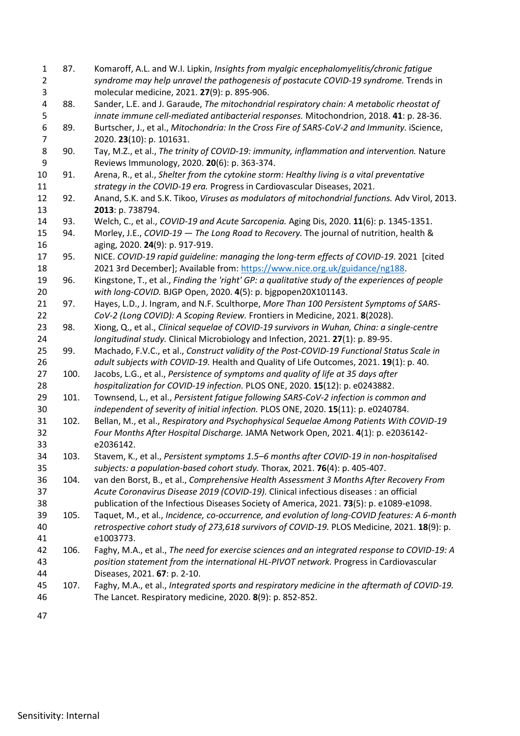87. Komaroff, A.L. and W.I. Lipkin, *Insights from myalgic encephalomyelitis/chronic fatigue syndrome may help unravel the pathogenesis of postacute COVID-19 syndrome.* Trends in molecular medicine, 2021. **27**(9): p. 895-906.
88. Sander, L.E. and J. Garaude, *The mitochondrial respiratory chain: A metabolic rheostat of innate immune cell-mediated antibacterial responses.* Mitochondrion, 2018. **41**: p. 28-36.
89. Burtscher, J., et al., *Mitochondria: In the Cross Fire of SARS-CoV-2 and Immunity.* iScience, 2020. **23**(10): p. 101631.
90. Tay, M.Z., et al., *The trinity of COVID-19: immunity, inflammation and intervention.* Nature Reviews Immunology, 2020. **20**(6): p. 363-374.
91. Arena, R., et al., *Shelter from the cytokine storm: Healthy living is a vital preventative strategy in the COVID-19 era.* Progress in Cardiovascular Diseases, 2021.
92. Anand, S.K. and S.K. Tikoo, *Viruses as modulators of mitochondrial functions.* Adv Virol, 2013. **2013**: p. 738794.
93. Welch, C., et al., *COVID-19 and Acute Sarcopenia.* Aging Dis, 2020. **11**(6): p. 1345-1351.
94. Morley, J.E., *COVID-19 — The Long Road to Recovery.* The journal of nutrition, health & aging, 2020. **24**(9): p. 917-919.
95. NICE. *COVID-19 rapid guideline: managing the long-term effects of COVID-19*. 2021 [cited 2021 3rd December]; Available from: https://www.nice.org.uk/guidance/ng188.
96. Kingstone, T., et al., *Finding the 'right' GP: a qualitative study of the experiences of people with long-COVID.* BJGP Open, 2020. **4**(5): p. bjgpopen20X101143.
97. Hayes, L.D., J. Ingram, and N.F. Sculthorpe, *More Than 100 Persistent Symptoms of SARS-CoV-2 (Long COVID): A Scoping Review.* Frontiers in Medicine, 2021. **8**(2028).
98. Xiong, Q., et al., *Clinical sequelae of COVID-19 survivors in Wuhan, China: a single-centre longitudinal study.* Clinical Microbiology and Infection, 2021. **27**(1): p. 89-95.
99. Machado, F.V.C., et al., *Construct validity of the Post-COVID-19 Functional Status Scale in adult subjects with COVID-19.* Health and Quality of Life Outcomes, 2021. **19**(1): p. 40.
100. Jacobs, L.G., et al., *Persistence of symptoms and quality of life at 35 days after hospitalization for COVID-19 infection.* PLOS ONE, 2020. **15**(12): p. e0243882.
101. Townsend, L., et al., *Persistent fatigue following SARS-CoV-2 infection is common and independent of severity of initial infection.* PLOS ONE, 2020. **15**(11): p. e0240784.
102. Bellan, M., et al., *Respiratory and Psychophysical Sequelae Among Patients With COVID-19 Four Months After Hospital Discharge.* JAMA Network Open, 2021. **4**(1): p. e2036142-e2036142.
103. Stavem, K., et al., *Persistent symptoms 1.5–6 months after COVID-19 in non-hospitalised subjects: a population-based cohort study.* Thorax, 2021. **76**(4): p. 405-407.
104. van den Borst, B., et al., *Comprehensive Health Assessment 3 Months After Recovery From Acute Coronavirus Disease 2019 (COVID-19).* Clinical infectious diseases : an official publication of the Infectious Diseases Society of America, 2021. **73**(5): p. e1089-e1098.
105. Taquet, M., et al., *Incidence, co-occurrence, and evolution of long-COVID features: A 6-month retrospective cohort study of 273,618 survivors of COVID-19.* PLOS Medicine, 2021. **18**(9): p. e1003773.
106. Faghy, M.A., et al., *The need for exercise sciences and an integrated response to COVID-19: A position statement from the international HL-PIVOT network.* Progress in Cardiovascular Diseases, 2021. **67**: p. 2-10.
107. Faghy, M.A., et al., *Integrated sports and respiratory medicine in the aftermath of COVID-19.* The Lancet. Respiratory medicine, 2020. **8**(9): p. 852-852.